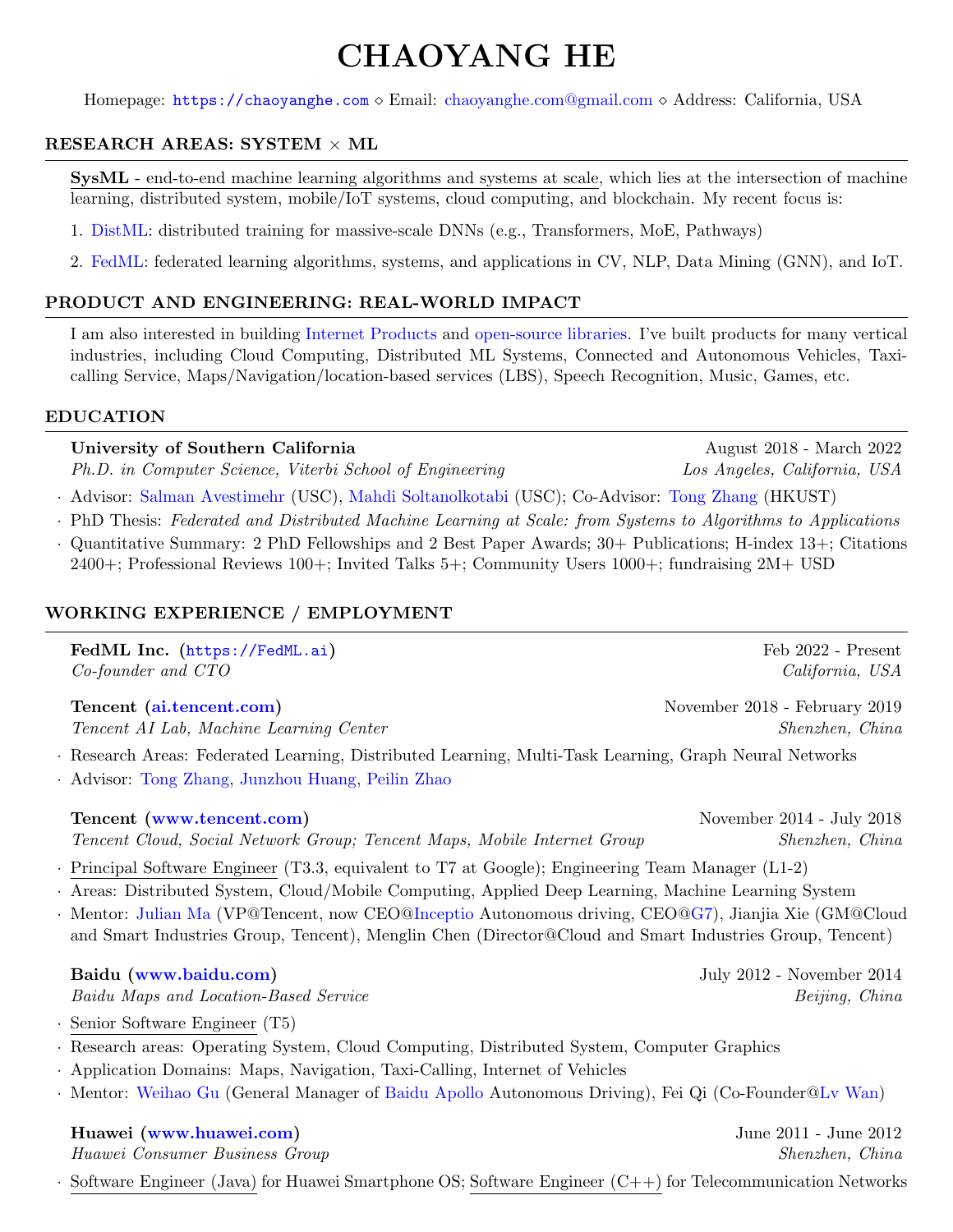# CHAOYANG HE

Homepage: https://chaoyanghe.com ⋄ Email: chaoyanghe.com@gmail.com ⋄ Address: California, USA

## RESEARCH AREAS: SYSTEM × ML

**SysML** - end-to-end machine learning algorithms and systems at scale, which lies at the intersection of machine learning, distributed system, mobile/IoT systems, cloud computing, and blockchain. My recent focus is:

1. DistML: distributed training for massive-scale DNNs (e.g., Transformers, MoE, Pathways)
2. FedML: federated learning algorithms, systems, and applications in CV, NLP, Data Mining (GNN), and IoT.

## PRODUCT AND ENGINEERING: REAL-WORLD IMPACT

I am also interested in building Internet Products and open-source libraries. I've built products for many vertical industries, including Cloud Computing, Distributed ML Systems, Connected and Autonomous Vehicles, Taxi-calling Service, Maps/Navigation/location-based services (LBS), Speech Recognition, Music, Games, etc.

## EDUCATION

**University of Southern California** — August 2018 - March 2022
*Ph.D. in Computer Science, Viterbi School of Engineering* — *Los Angeles, California, USA*

- Advisor: Salman Avestimehr (USC), Mahdi Soltanolkotabi (USC); Co-Advisor: Tong Zhang (HKUST)
- PhD Thesis: *Federated and Distributed Machine Learning at Scale: from Systems to Algorithms to Applications*
- Quantitative Summary: 2 PhD Fellowships and 2 Best Paper Awards; 30+ Publications; H-index 13+; Citations 2400+; Professional Reviews 100+; Invited Talks 5+; Community Users 1000+; fundraising 2M+ USD

## WORKING EXPERIENCE / EMPLOYMENT

**FedML Inc.** (https://FedML.ai) — Feb 2022 - Present
*Co-founder and CTO* — *California, USA*

**Tencent** (ai.tencent.com) — November 2018 - February 2019
*Tencent AI Lab, Machine Learning Center* — *Shenzhen, China*

- Research Areas: Federated Learning, Distributed Learning, Multi-Task Learning, Graph Neural Networks
- Advisor: Tong Zhang, Junzhou Huang, Peilin Zhao

**Tencent** (www.tencent.com) — November 2014 - July 2018
*Tencent Cloud, Social Network Group; Tencent Maps, Mobile Internet Group* — *Shenzhen, China*

- Principal Software Engineer (T3.3, equivalent to T7 at Google); Engineering Team Manager (L1-2)
- Areas: Distributed System, Cloud/Mobile Computing, Applied Deep Learning, Machine Learning System
- Mentor: Julian Ma (VP@Tencent, now CEO@Inceptio Autonomous driving, CEO@G7), Jianjia Xie (GM@Cloud and Smart Industries Group, Tencent), Menglin Chen (Director@Cloud and Smart Industries Group, Tencent)

**Baidu** (www.baidu.com) — July 2012 - November 2014
*Baidu Maps and Location-Based Service* — *Beijing, China*

- Senior Software Engineer (T5)
- Research areas: Operating System, Cloud Computing, Distributed System, Computer Graphics
- Application Domains: Maps, Navigation, Taxi-Calling, Internet of Vehicles
- Mentor: Weihao Gu (General Manager of Baidu Apollo Autonomous Driving), Fei Qi (Co-Founder@Lv Wan)

**Huawei** (www.huawei.com) — June 2011 - June 2012
*Huawei Consumer Business Group* — *Shenzhen, China*

- Software Engineer (Java) for Huawei Smartphone OS; Software Engineer (C++) for Telecommunication Networks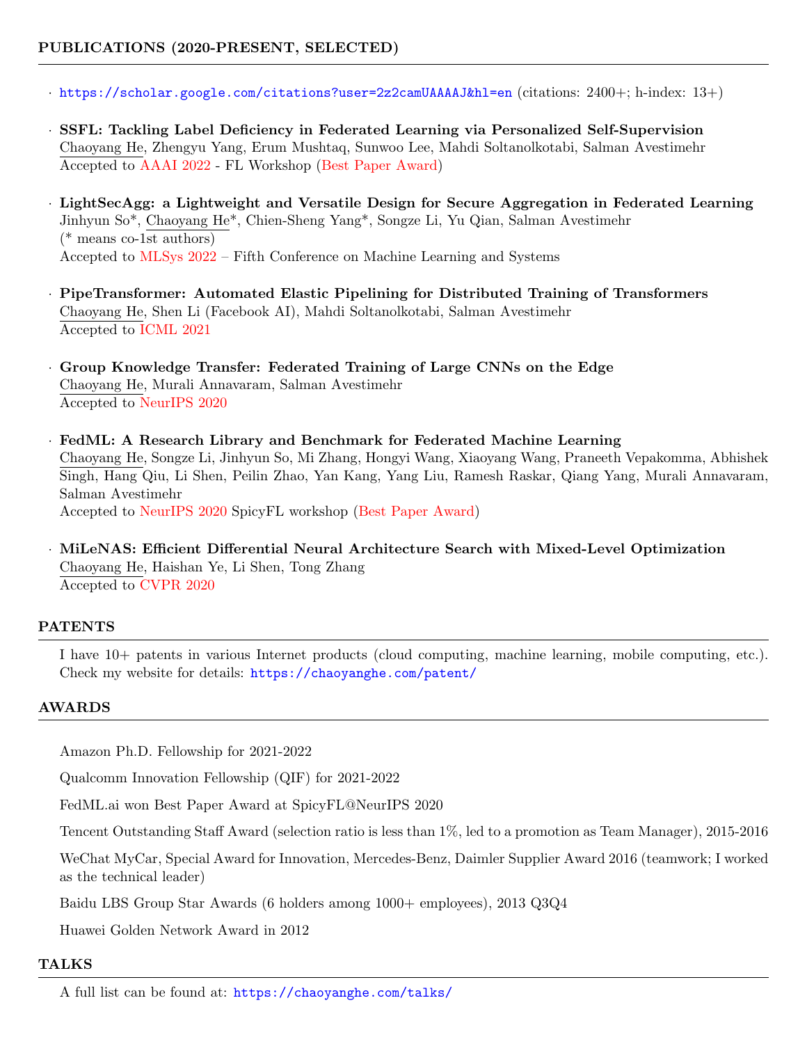## PUBLICATIONS (2020-PRESENT, SELECTED)

- https://scholar.google.com/citations?user=2z2camUAAAAJ&hl=en (citations: 2400+; h-index: 13+)

- **SSFL: Tackling Label Deficiency in Federated Learning via Personalized Self-Supervision**
  Chaoyang He, Zhengyu Yang, Erum Mushtaq, Sunwoo Lee, Mahdi Soltanolkotabi, Salman Avestimehr
  Accepted to AAAI 2022 - FL Workshop (Best Paper Award)

- **LightSecAgg: a Lightweight and Versatile Design for Secure Aggregation in Federated Learning**
  Jinhyun So*, Chaoyang He*, Chien-Sheng Yang*, Songze Li, Yu Qian, Salman Avestimehr
  (* means co-1st authors)
  Accepted to MLSys 2022 – Fifth Conference on Machine Learning and Systems

- **PipeTransformer: Automated Elastic Pipelining for Distributed Training of Transformers**
  Chaoyang He, Shen Li (Facebook AI), Mahdi Soltanolkotabi, Salman Avestimehr
  Accepted to ICML 2021

- **Group Knowledge Transfer: Federated Training of Large CNNs on the Edge**
  Chaoyang He, Murali Annavaram, Salman Avestimehr
  Accepted to NeurIPS 2020

- **FedML: A Research Library and Benchmark for Federated Machine Learning**
  Chaoyang He, Songze Li, Jinhyun So, Mi Zhang, Hongyi Wang, Xiaoyang Wang, Praneeth Vepakomma, Abhishek Singh, Hang Qiu, Li Shen, Peilin Zhao, Yan Kang, Yang Liu, Ramesh Raskar, Qiang Yang, Murali Annavaram, Salman Avestimehr
  Accepted to NeurIPS 2020 SpicyFL workshop (Best Paper Award)

- **MiLeNAS: Efficient Differential Neural Architecture Search with Mixed-Level Optimization**
  Chaoyang He, Haishan Ye, Li Shen, Tong Zhang
  Accepted to CVPR 2020

## PATENTS

I have 10+ patents in various Internet products (cloud computing, machine learning, mobile computing, etc.). Check my website for details: https://chaoyanghe.com/patent/

## AWARDS

Amazon Ph.D. Fellowship for 2021-2022

Qualcomm Innovation Fellowship (QIF) for 2021-2022

FedML.ai won Best Paper Award at SpicyFL@NeurIPS 2020

Tencent Outstanding Staff Award (selection ratio is less than 1%, led to a promotion as Team Manager), 2015-2016

WeChat MyCar, Special Award for Innovation, Mercedes-Benz, Daimler Supplier Award 2016 (teamwork; I worked as the technical leader)

Baidu LBS Group Star Awards (6 holders among 1000+ employees), 2013 Q3Q4

Huawei Golden Network Award in 2012

## TALKS

A full list can be found at: https://chaoyanghe.com/talks/